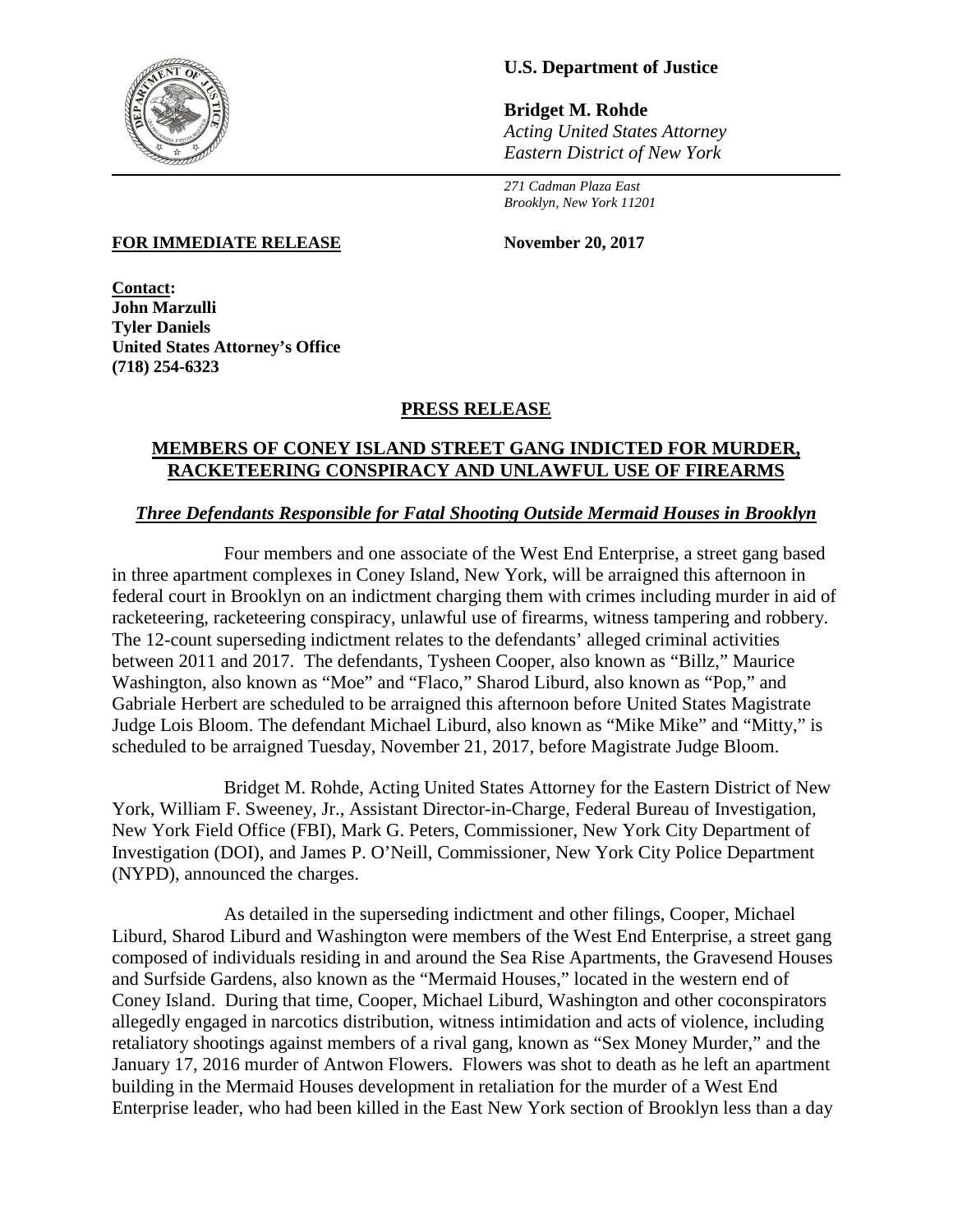**U.S. Department of Justice**

**Bridget M. Rohde**
*Acting United States Attorney*
*Eastern District of New York*

*271 Cadman Plaza East*
*Brooklyn, New York 11201*

**FOR IMMEDIATE RELEASE** **November 20, 2017**

**Contact:**
**John Marzulli**
**Tyler Daniels**
**United States Attorney's Office**
**(718) 254-6323**

## PRESS RELEASE

## MEMBERS OF CONEY ISLAND STREET GANG INDICTED FOR MURDER, RACKETEERING CONSPIRACY AND UNLAWFUL USE OF FIREARMS

***Three Defendants Responsible for Fatal Shooting Outside Mermaid Houses in Brooklyn***

Four members and one associate of the West End Enterprise, a street gang based in three apartment complexes in Coney Island, New York, will be arraigned this afternoon in federal court in Brooklyn on an indictment charging them with crimes including murder in aid of racketeering, racketeering conspiracy, unlawful use of firearms, witness tampering and robbery. The 12-count superseding indictment relates to the defendants' alleged criminal activities between 2011 and 2017. The defendants, Tysheen Cooper, also known as "Billz," Maurice Washington, also known as "Moe" and "Flaco," Sharod Liburd, also known as "Pop," and Gabriale Herbert are scheduled to be arraigned this afternoon before United States Magistrate Judge Lois Bloom. The defendant Michael Liburd, also known as "Mike Mike" and "Mitty," is scheduled to be arraigned Tuesday, November 21, 2017, before Magistrate Judge Bloom.

Bridget M. Rohde, Acting United States Attorney for the Eastern District of New York, William F. Sweeney, Jr., Assistant Director-in-Charge, Federal Bureau of Investigation, New York Field Office (FBI), Mark G. Peters, Commissioner, New York City Department of Investigation (DOI), and James P. O'Neill, Commissioner, New York City Police Department (NYPD), announced the charges.

As detailed in the superseding indictment and other filings, Cooper, Michael Liburd, Sharod Liburd and Washington were members of the West End Enterprise, a street gang composed of individuals residing in and around the Sea Rise Apartments, the Gravesend Houses and Surfside Gardens, also known as the "Mermaid Houses," located in the western end of Coney Island. During that time, Cooper, Michael Liburd, Washington and other coconspirators allegedly engaged in narcotics distribution, witness intimidation and acts of violence, including retaliatory shootings against members of a rival gang, known as "Sex Money Murder," and the January 17, 2016 murder of Antwon Flowers. Flowers was shot to death as he left an apartment building in the Mermaid Houses development in retaliation for the murder of a West End Enterprise leader, who had been killed in the East New York section of Brooklyn less than a day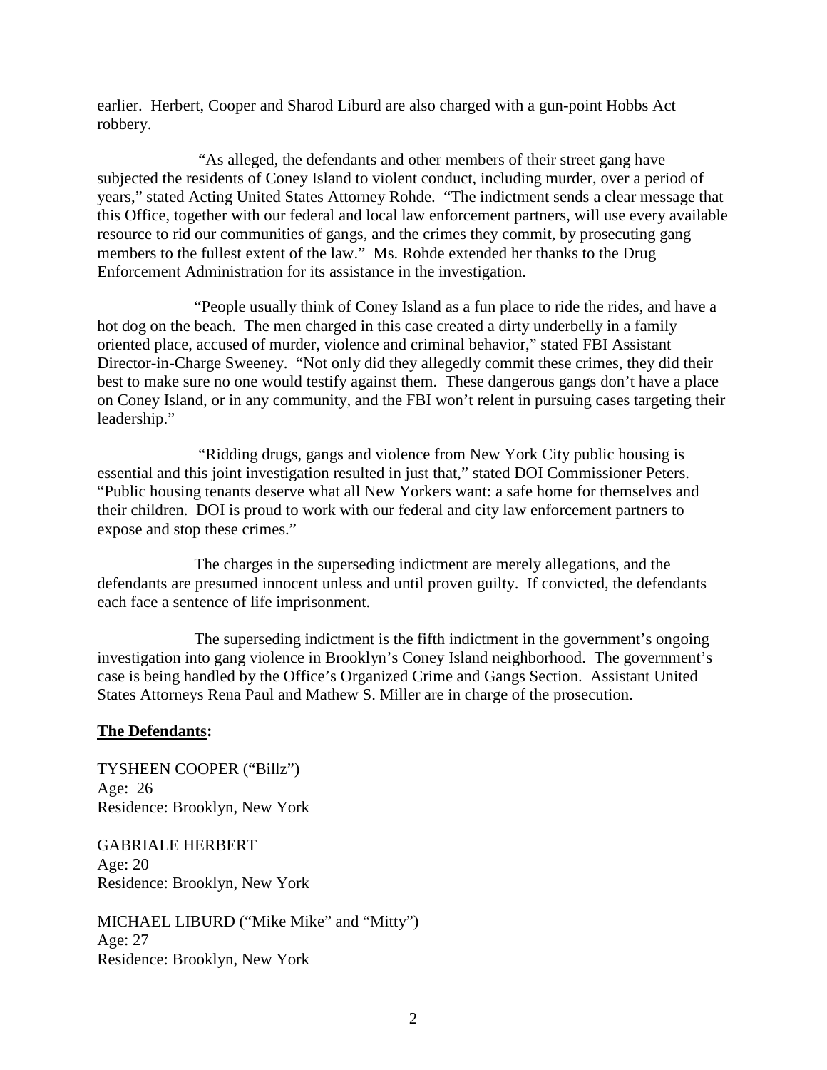earlier. Herbert, Cooper and Sharod Liburd are also charged with a gun-point Hobbs Act robbery.

"As alleged, the defendants and other members of their street gang have subjected the residents of Coney Island to violent conduct, including murder, over a period of years," stated Acting United States Attorney Rohde. "The indictment sends a clear message that this Office, together with our federal and local law enforcement partners, will use every available resource to rid our communities of gangs, and the crimes they commit, by prosecuting gang members to the fullest extent of the law." Ms. Rohde extended her thanks to the Drug Enforcement Administration for its assistance in the investigation.

"People usually think of Coney Island as a fun place to ride the rides, and have a hot dog on the beach. The men charged in this case created a dirty underbelly in a family oriented place, accused of murder, violence and criminal behavior," stated FBI Assistant Director-in-Charge Sweeney. "Not only did they allegedly commit these crimes, they did their best to make sure no one would testify against them. These dangerous gangs don't have a place on Coney Island, or in any community, and the FBI won't relent in pursuing cases targeting their leadership."

"Ridding drugs, gangs and violence from New York City public housing is essential and this joint investigation resulted in just that," stated DOI Commissioner Peters. "Public housing tenants deserve what all New Yorkers want: a safe home for themselves and their children. DOI is proud to work with our federal and city law enforcement partners to expose and stop these crimes."

The charges in the superseding indictment are merely allegations, and the defendants are presumed innocent unless and until proven guilty. If convicted, the defendants each face a sentence of life imprisonment.

The superseding indictment is the fifth indictment in the government's ongoing investigation into gang violence in Brooklyn's Coney Island neighborhood. The government's case is being handled by the Office's Organized Crime and Gangs Section. Assistant United States Attorneys Rena Paul and Mathew S. Miller are in charge of the prosecution.

**The Defendants:**

TYSHEEN COOPER ("Billz")
Age: 26
Residence: Brooklyn, New York

GABRIALE HERBERT
Age: 20
Residence: Brooklyn, New York

MICHAEL LIBURD ("Mike Mike" and "Mitty")
Age: 27
Residence: Brooklyn, New York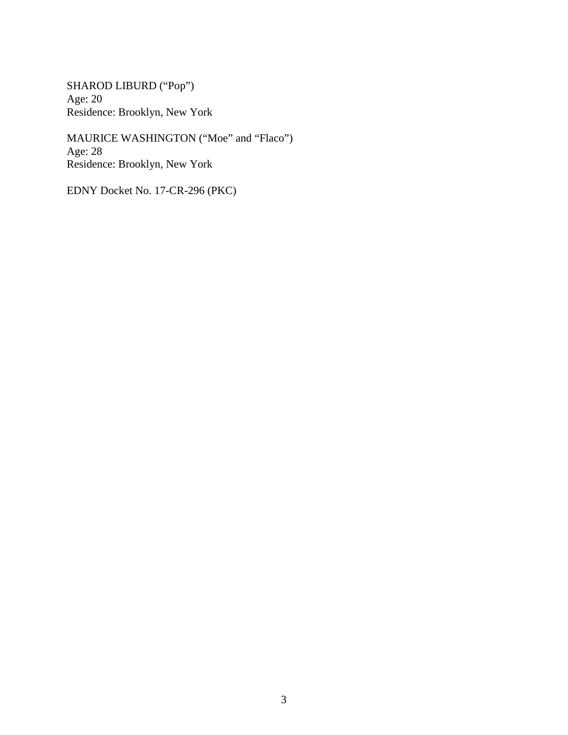SHAROD LIBURD (“Pop”)
Age: 20
Residence: Brooklyn, New York

MAURICE WASHINGTON (“Moe” and “Flaco”)
Age: 28
Residence: Brooklyn, New York

EDNY Docket No. 17-CR-296 (PKC)